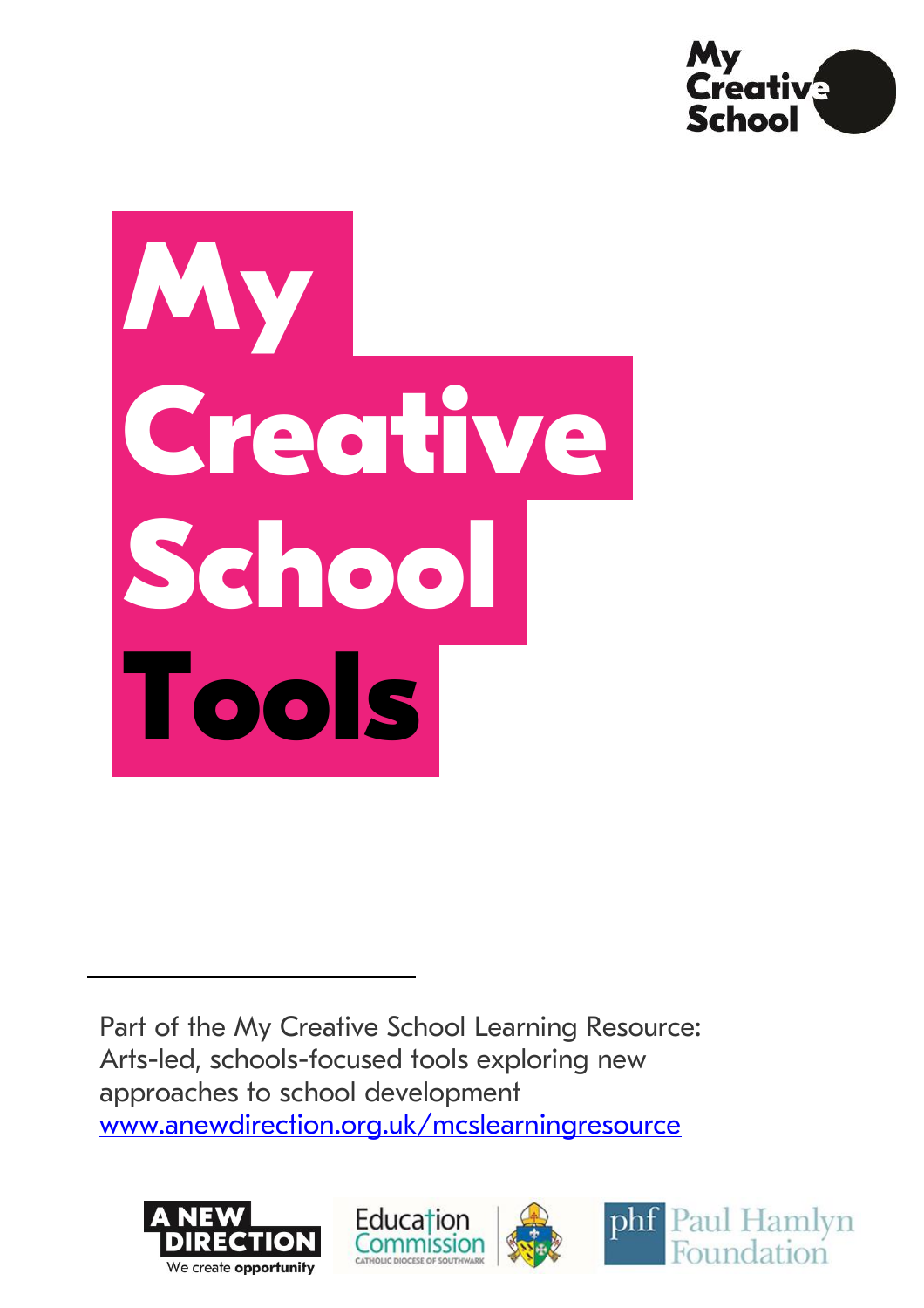# My Creative School Tools

Part of the My Creative School Learning Resource: Arts-led, schools-focused tools exploring new approaches to school development
www.anewdirection.org.uk/mcslearningresource

A NEW DIRECTION
We create **opportunity**

Education Commission
CATHOLIC DIOCESE OF SOUTHWARK

phf Paul Hamlyn Foundation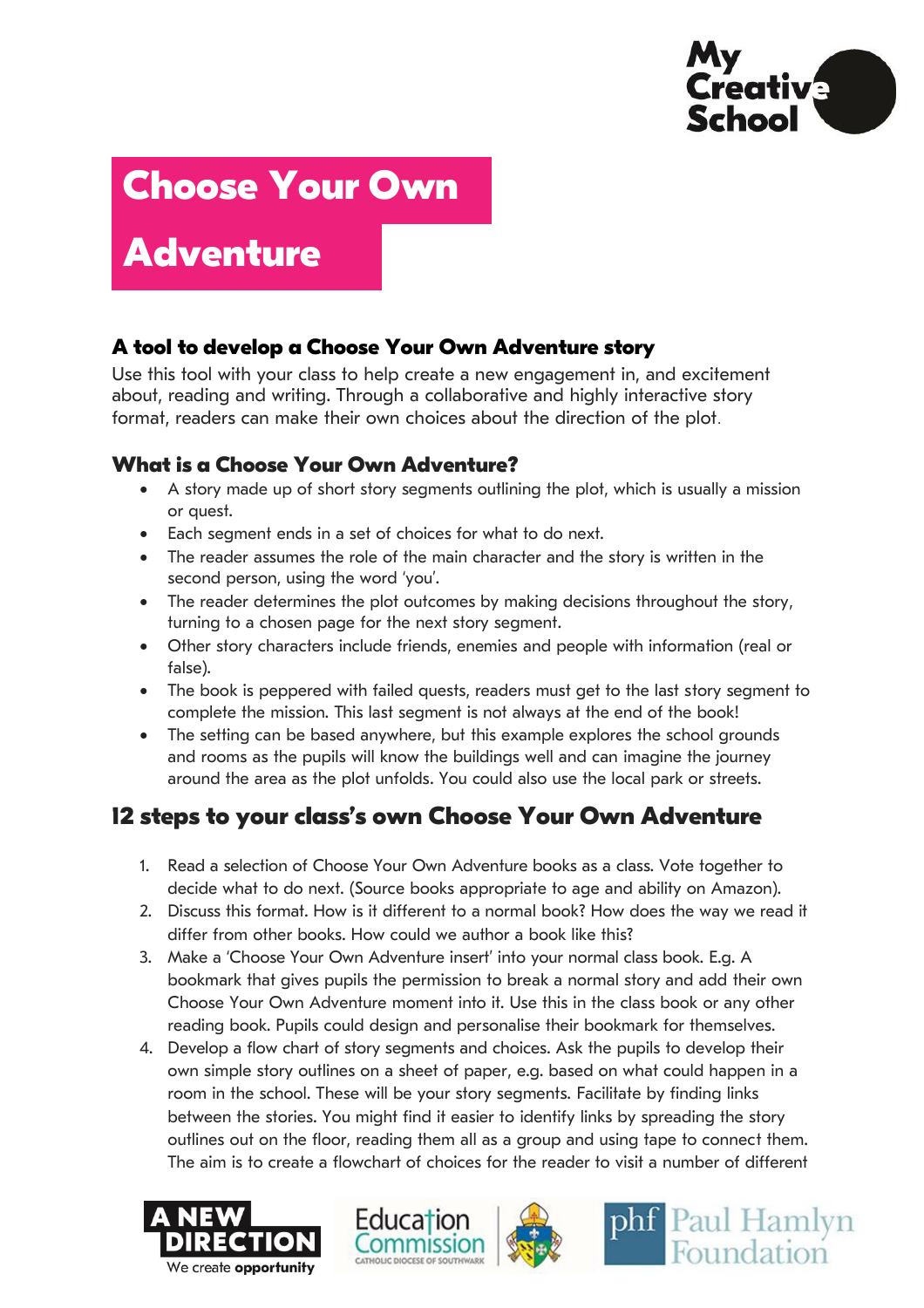# Choose Your Own Adventure

### A tool to develop a Choose Your Own Adventure story

Use this tool with your class to help create a new engagement in, and excitement about, reading and writing. Through a collaborative and highly interactive story format, readers can make their own choices about the direction of the plot.

### What is a Choose Your Own Adventure?

- A story made up of short story segments outlining the plot, which is usually a mission or quest.
- Each segment ends in a set of choices for what to do next.
- The reader assumes the role of the main character and the story is written in the second person, using the word 'you'.
- The reader determines the plot outcomes by making decisions throughout the story, turning to a chosen page for the next story segment.
- Other story characters include friends, enemies and people with information (real or false).
- The book is peppered with failed quests, readers must get to the last story segment to complete the mission. This last segment is not always at the end of the book!
- The setting can be based anywhere, but this example explores the school grounds and rooms as the pupils will know the buildings well and can imagine the journey around the area as the plot unfolds. You could also use the local park or streets.

## 12 steps to your class's own Choose Your Own Adventure

1. Read a selection of Choose Your Own Adventure books as a class. Vote together to decide what to do next. (Source books appropriate to age and ability on Amazon).
2. Discuss this format. How is it different to a normal book? How does the way we read it differ from other books. How could we author a book like this?
3. Make a 'Choose Your Own Adventure insert' into your normal class book. E.g. A bookmark that gives pupils the permission to break a normal story and add their own Choose Your Own Adventure moment into it. Use this in the class book or any other reading book. Pupils could design and personalise their bookmark for themselves.
4. Develop a flow chart of story segments and choices. Ask the pupils to develop their own simple story outlines on a sheet of paper, e.g. based on what could happen in a room in the school. These will be your story segments. Facilitate by finding links between the stories. You might find it easier to identify links by spreading the story outlines out on the floor, reading them all as a group and using tape to connect them. The aim is to create a flowchart of choices for the reader to visit a number of different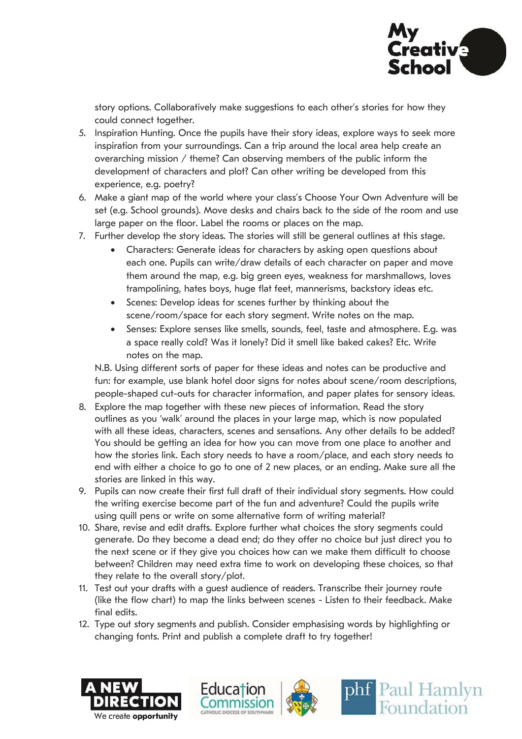story options. Collaboratively make suggestions to each other's stories for how they could connect together.

5. Inspiration Hunting. Once the pupils have their story ideas, explore ways to seek more inspiration from your surroundings. Can a trip around the local area help create an overarching mission / theme? Can observing members of the public inform the development of characters and plot? Can other writing be developed from this experience, e.g. poetry?
6. Make a giant map of the world where your class's Choose Your Own Adventure will be set (e.g. School grounds). Move desks and chairs back to the side of the room and use large paper on the floor. Label the rooms or places on the map.
7. Further develop the story ideas. The stories will still be general outlines at this stage.
   - Characters: Generate ideas for characters by asking open questions about each one. Pupils can write/draw details of each character on paper and move them around the map, e.g. big green eyes, weakness for marshmallows, loves trampolining, hates boys, huge flat feet, mannerisms, backstory ideas etc.
   - Scenes: Develop ideas for scenes further by thinking about the scene/room/space for each story segment. Write notes on the map.
   - Senses: Explore senses like smells, sounds, feel, taste and atmosphere. E.g. was a space really cold? Was it lonely? Did it smell like baked cakes? Etc. Write notes on the map.

   N.B. Using different sorts of paper for these ideas and notes can be productive and fun: for example, use blank hotel door signs for notes about scene/room descriptions, people-shaped cut-outs for character information, and paper plates for sensory ideas.
8. Explore the map together with these new pieces of information. Read the story outlines as you 'walk' around the places in your large map, which is now populated with all these ideas, characters, scenes and sensations. Any other details to be added? You should be getting an idea for how you can move from one place to another and how the stories link. Each story needs to have a room/place, and each story needs to end with either a choice to go to one of 2 new places, or an ending. Make sure all the stories are linked in this way.
9. Pupils can now create their first full draft of their individual story segments. How could the writing exercise become part of the fun and adventure? Could the pupils write using quill pens or write on some alternative form of writing material?
10. Share, revise and edit drafts. Explore further what choices the story segments could generate. Do they become a dead end; do they offer no choice but just direct you to the next scene or if they give you choices how can we make them difficult to choose between? Children may need extra time to work on developing these choices, so that they relate to the overall story/plot.
11. Test out your drafts with a guest audience of readers. Transcribe their journey route (like the flow chart) to map the links between scenes - Listen to their feedback. Make final edits.
12. Type out story segments and publish. Consider emphasising words by highlighting or changing fonts. Print and publish a complete draft to try together!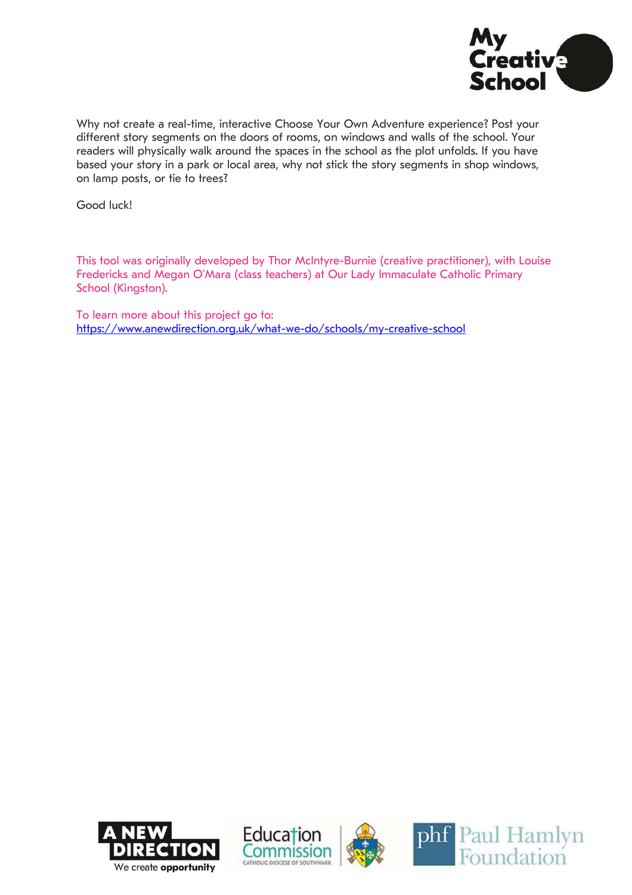Why not create a real-time, interactive Choose Your Own Adventure experience? Post your different story segments on the doors of rooms, on windows and walls of the school. Your readers will physically walk around the spaces in the school as the plot unfolds. If you have based your story in a park or local area, why not stick the story segments in shop windows, on lamp posts, or tie to trees?

Good luck!

This tool was originally developed by Thor McIntyre-Burnie (creative practitioner), with Louise Fredericks and Megan O'Mara (class teachers) at Our Lady Immaculate Catholic Primary School (Kingston).

To learn more about this project go to:
https://www.anewdirection.org.uk/what-we-do/schools/my-creative-school